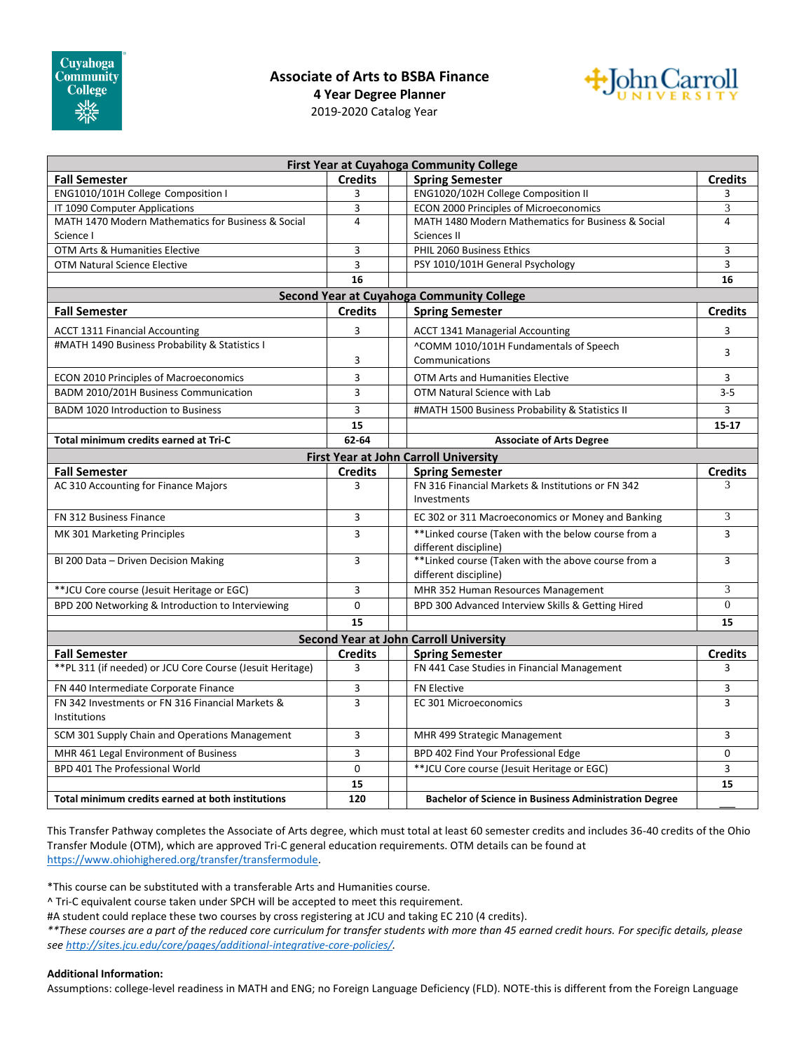# Associate of Arts to BSBA Finance

## 4 Year Degree Planner

2019-2020 Catalog Year

| **First Year at Cuyahoga Community College** | | | | |
|---|---|---|---|---|
| **Fall Semester** | **Credits** | | **Spring Semester** | **Credits** |
| ENG1010/101H College Composition I | 3 | | ENG1020/102H College Composition II | 3 |
| IT 1090 Computer Applications | 3 | | ECON 2000 Principles of Microeconomics | 3 |
| MATH 1470 Modern Mathematics for Business & Social Science I | 4 | | MATH 1480 Modern Mathematics for Business & Social Sciences II | 4 |
| OTM Arts & Humanities Elective | 3 | | PHIL 2060 Business Ethics | 3 |
| OTM Natural Science Elective | 3 | | PSY 1010/101H General Psychology | 3 |
| | **16** | | | **16** |
| **Second Year at Cuyahoga Community College** | | | | |
| **Fall Semester** | **Credits** | | **Spring Semester** | **Credits** |
| ACCT 1311 Financial Accounting | 3 | | ACCT 1341 Managerial Accounting | 3 |
| #MATH 1490 Business Probability & Statistics I | 3 | | ^COMM 1010/101H Fundamentals of Speech Communications | 3 |
| ECON 2010 Principles of Macroeconomics | 3 | | OTM Arts and Humanities Elective | 3 |
| BADM 2010/201H Business Communication | 3 | | OTM Natural Science with Lab | 3-5 |
| BADM 1020 Introduction to Business | 3 | | #MATH 1500 Business Probability & Statistics II | 3 |
| | **15** | | | **15-17** |
| **Total minimum credits earned at Tri-C** | **62-64** | | **Associate of Arts Degree** | |
| **First Year at John Carroll University** | | | | |
| **Fall Semester** | **Credits** | | **Spring Semester** | **Credits** |
| AC 310 Accounting for Finance Majors | 3 | | FN 316 Financial Markets & Institutions or FN 342 Investments | 3 |
| FN 312 Business Finance | 3 | | EC 302 or 311 Macroeconomics or Money and Banking | 3 |
| MK 301 Marketing Principles | 3 | | **Linked course (Taken with the below course from a different discipline) | 3 |
| BI 200 Data – Driven Decision Making | 3 | | **Linked course (Taken with the above course from a different discipline) | 3 |
| **JCU Core course (Jesuit Heritage or EGC) | 3 | | MHR 352 Human Resources Management | 3 |
| BPD 200 Networking & Introduction to Interviewing | 0 | | BPD 300 Advanced Interview Skills & Getting Hired | 0 |
| | **15** | | | **15** |
| **Second Year at John Carroll University** | | | | |
| **Fall Semester** | **Credits** | | **Spring Semester** | **Credits** |
| **PL 311 (if needed) or JCU Core Course (Jesuit Heritage) | 3 | | FN 441 Case Studies in Financial Management | 3 |
| FN 440 Intermediate Corporate Finance | 3 | | FN Elective | 3 |
| FN 342 Investments or FN 316 Financial Markets & Institutions | 3 | | EC 301 Microeconomics | 3 |
| SCM 301 Supply Chain and Operations Management | 3 | | MHR 499 Strategic Management | 3 |
| MHR 461 Legal Environment of Business | 3 | | BPD 402 Find Your Professional Edge | 0 |
| BPD 401 The Professional World | 0 | | **JCU Core course (Jesuit Heritage or EGC) | 3 |
| | **15** | | | **15** |
| **Total minimum credits earned at both institutions** | **120** | | **Bachelor of Science in Business Administration Degree** | ___ |

This Transfer Pathway completes the Associate of Arts degree, which must total at least 60 semester credits and includes 36-40 credits of the Ohio Transfer Module (OTM), which are approved Tri-C general education requirements. OTM details can be found at https://www.ohiohighered.org/transfer/transfermodule.

*This course can be substituted with a transferable Arts and Humanities course.
^ Tri-C equivalent course taken under SPCH will be accepted to meet this requirement.
#A student could replace these two courses by cross registering at JCU and taking EC 210 (4 credits).
*\*\*These courses are a part of the reduced core curriculum for transfer students with more than 45 earned credit hours. For specific details, please see http://sites.jcu.edu/core/pages/additional-integrative-core-policies/.*

**Additional Information:**
Assumptions: college-level readiness in MATH and ENG; no Foreign Language Deficiency (FLD). NOTE-this is different from the Foreign Language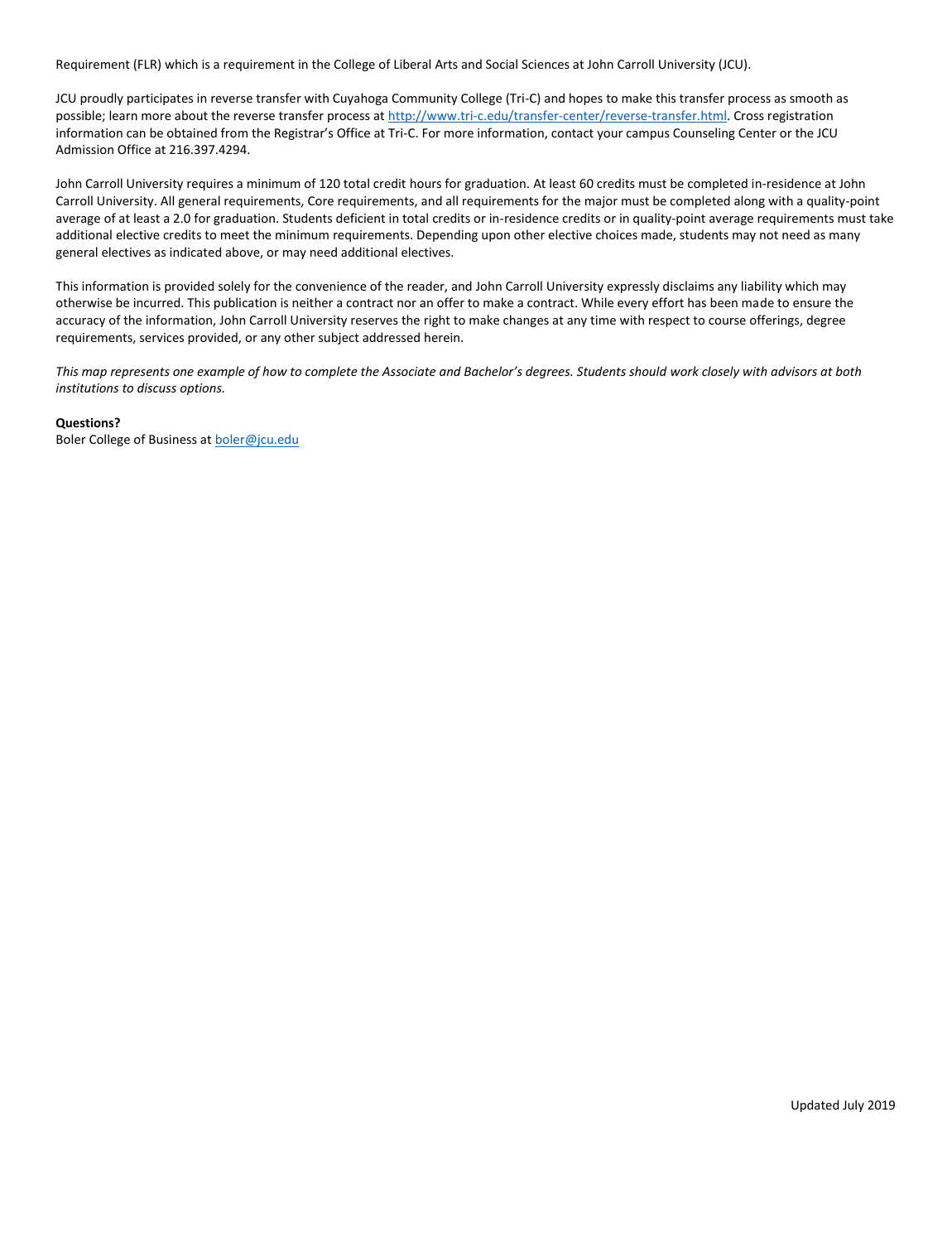Requirement (FLR) which is a requirement in the College of Liberal Arts and Social Sciences at John Carroll University (JCU).

JCU proudly participates in reverse transfer with Cuyahoga Community College (Tri-C) and hopes to make this transfer process as smooth as possible; learn more about the reverse transfer process at http://www.tri-c.edu/transfer-center/reverse-transfer.html. Cross registration information can be obtained from the Registrar's Office at Tri-C. For more information, contact your campus Counseling Center or the JCU Admission Office at 216.397.4294.

John Carroll University requires a minimum of 120 total credit hours for graduation. At least 60 credits must be completed in-residence at John Carroll University. All general requirements, Core requirements, and all requirements for the major must be completed along with a quality-point average of at least a 2.0 for graduation. Students deficient in total credits or in-residence credits or in quality-point average requirements must take additional elective credits to meet the minimum requirements. Depending upon other elective choices made, students may not need as many general electives as indicated above, or may need additional electives.

This information is provided solely for the convenience of the reader, and John Carroll University expressly disclaims any liability which may otherwise be incurred. This publication is neither a contract nor an offer to make a contract. While every effort has been made to ensure the accuracy of the information, John Carroll University reserves the right to make changes at any time with respect to course offerings, degree requirements, services provided, or any other subject addressed herein.

*This map represents one example of how to complete the Associate and Bachelor's degrees. Students should work closely with advisors at both institutions to discuss options.*

**Questions?**
Boler College of Business at boler@jcu.edu

Updated July 2019